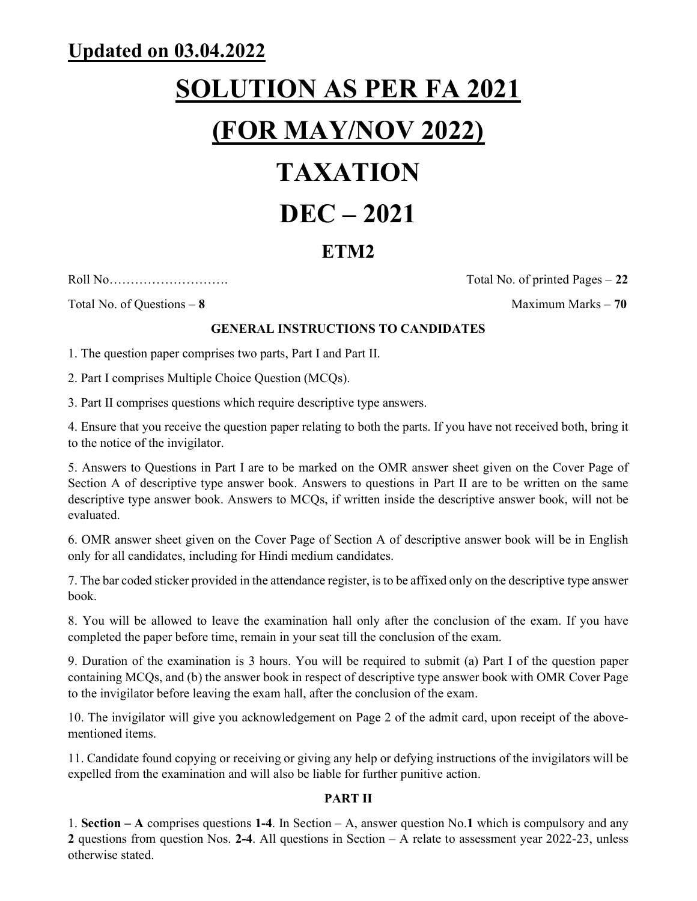**Updated on 03.04.2022**

# SOLUTION AS PER FA 2021

# (FOR MAY/NOV 2022)

# TAXATION

# DEC – 2021

## ETM2

Roll No……………………… Total No. of printed Pages – **22**

Total No. of Questions – **8** Maximum Marks – **70**

**GENERAL INSTRUCTIONS TO CANDIDATES**

1. The question paper comprises two parts, Part I and Part II.

2. Part I comprises Multiple Choice Question (MCQs).

3. Part II comprises questions which require descriptive type answers.

4. Ensure that you receive the question paper relating to both the parts. If you have not received both, bring it to the notice of the invigilator.

5. Answers to Questions in Part I are to be marked on the OMR answer sheet given on the Cover Page of Section A of descriptive type answer book. Answers to questions in Part II are to be written on the same descriptive type answer book. Answers to MCQs, if written inside the descriptive answer book, will not be evaluated.

6. OMR answer sheet given on the Cover Page of Section A of descriptive answer book will be in English only for all candidates, including for Hindi medium candidates.

7. The bar coded sticker provided in the attendance register, is to be affixed only on the descriptive type answer book.

8. You will be allowed to leave the examination hall only after the conclusion of the exam. If you have completed the paper before time, remain in your seat till the conclusion of the exam.

9. Duration of the examination is 3 hours. You will be required to submit (a) Part I of the question paper containing MCQs, and (b) the answer book in respect of descriptive type answer book with OMR Cover Page to the invigilator before leaving the exam hall, after the conclusion of the exam.

10. The invigilator will give you acknowledgement on Page 2 of the admit card, upon receipt of the above-mentioned items.

11. Candidate found copying or receiving or giving any help or defying instructions of the invigilators will be expelled from the examination and will also be liable for further punitive action.

**PART II**

1. **Section – A** comprises questions **1-4**. In Section – A, answer question No.**1** which is compulsory and any **2** questions from question Nos. **2-4**. All questions in Section – A relate to assessment year 2022-23, unless otherwise stated.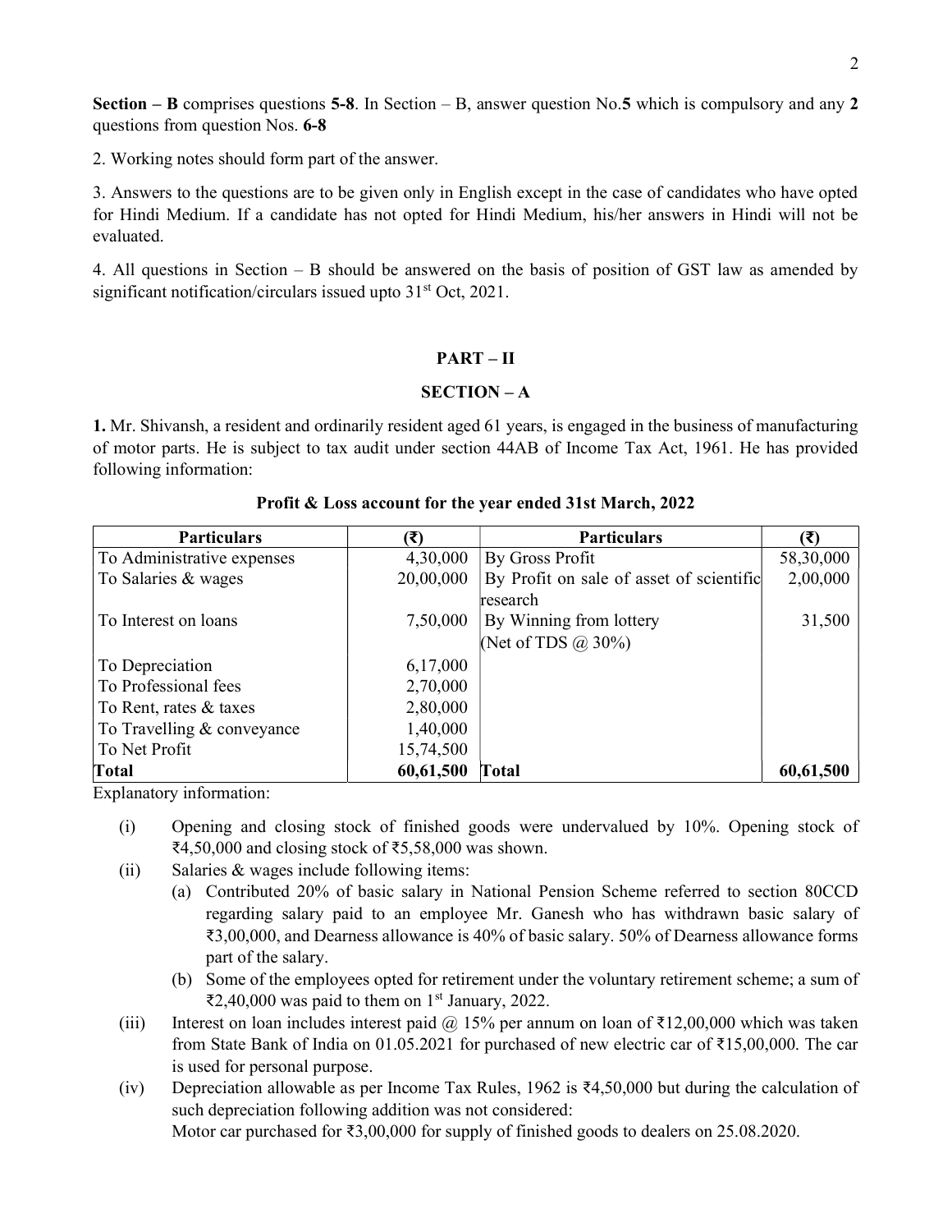**Section – B** comprises questions **5-8**. In Section – B, answer question No.**5** which is compulsory and any **2** questions from question Nos. **6-8**

2. Working notes should form part of the answer.

3. Answers to the questions are to be given only in English except in the case of candidates who have opted for Hindi Medium. If a candidate has not opted for Hindi Medium, his/her answers in Hindi will not be evaluated.

4. All questions in Section – B should be answered on the basis of position of GST law as amended by significant notification/circulars issued upto 31st Oct, 2021.

## PART – II

## SECTION – A

**1.** Mr. Shivansh, a resident and ordinarily resident aged 61 years, is engaged in the business of manufacturing of motor parts. He is subject to tax audit under section 44AB of Income Tax Act, 1961. He has provided following information:

**Profit & Loss account for the year ended 31st March, 2022**

| Particulars | (₹) | Particulars | (₹) |
|---|---|---|---|
| To Administrative expenses | 4,30,000 | By Gross Profit | 58,30,000 |
| To Salaries & wages | 20,00,000 | By Profit on sale of asset of scientific research | 2,00,000 |
| To Interest on loans | 7,50,000 | By Winning from lottery (Net of TDS @ 30%) | 31,500 |
| To Depreciation | 6,17,000 | | |
| To Professional fees | 2,70,000 | | |
| To Rent, rates & taxes | 2,80,000 | | |
| To Travelling & conveyance | 1,40,000 | | |
| To Net Profit | 15,74,500 | | |
| **Total** | **60,61,500** | **Total** | **60,61,500** |

Explanatory information:

(i) Opening and closing stock of finished goods were undervalued by 10%. Opening stock of ₹4,50,000 and closing stock of ₹5,58,000 was shown.

(ii) Salaries & wages include following items:

(a) Contributed 20% of basic salary in National Pension Scheme referred to section 80CCD regarding salary paid to an employee Mr. Ganesh who has withdrawn basic salary of ₹3,00,000, and Dearness allowance is 40% of basic salary. 50% of Dearness allowance forms part of the salary.

(b) Some of the employees opted for retirement under the voluntary retirement scheme; a sum of ₹2,40,000 was paid to them on 1st January, 2022.

(iii) Interest on loan includes interest paid @ 15% per annum on loan of ₹12,00,000 which was taken from State Bank of India on 01.05.2021 for purchased of new electric car of ₹15,00,000. The car is used for personal purpose.

(iv) Depreciation allowable as per Income Tax Rules, 1962 is ₹4,50,000 but during the calculation of such depreciation following addition was not considered:
Motor car purchased for ₹3,00,000 for supply of finished goods to dealers on 25.08.2020.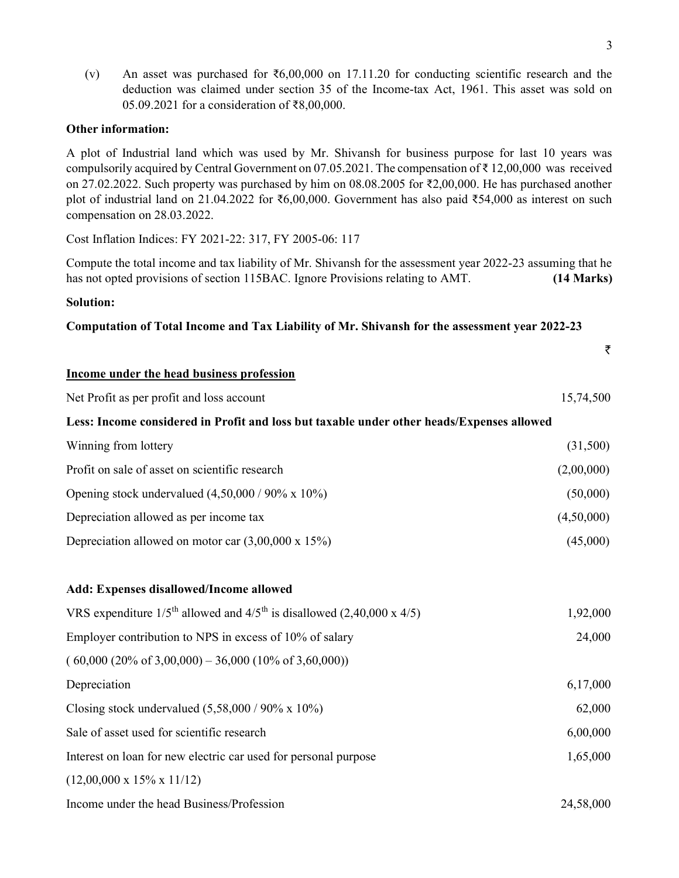(v) An asset was purchased for ₹6,00,000 on 17.11.20 for conducting scientific research and the deduction was claimed under section 35 of the Income-tax Act, 1961. This asset was sold on 05.09.2021 for a consideration of ₹8,00,000.

**Other information:**

A plot of Industrial land which was used by Mr. Shivansh for business purpose for last 10 years was compulsorily acquired by Central Government on 07.05.2021. The compensation of ₹ 12,00,000 was received on 27.02.2022. Such property was purchased by him on 08.08.2005 for ₹2,00,000. He has purchased another plot of industrial land on 21.04.2022 for ₹6,00,000. Government has also paid ₹54,000 as interest on such compensation on 28.03.2022.

Cost Inflation Indices: FY 2021-22: 317, FY 2005-06: 117

Compute the total income and tax liability of Mr. Shivansh for the assessment year 2022-23 assuming that he has not opted provisions of section 115BAC. Ignore Provisions relating to AMT. **(14 Marks)**

**Solution:**

**Computation of Total Income and Tax Liability of Mr. Shivansh for the assessment year 2022-23**

| | ₹ |
|---|---|
| **Income under the head business profession** | |
| Net Profit as per profit and loss account | 15,74,500 |
| **Less: Income considered in Profit and loss but taxable under other heads/Expenses allowed** | |
| Winning from lottery | (31,500) |
| Profit on sale of asset on scientific research | (2,00,000) |
| Opening stock undervalued (4,50,000 / 90% x 10%) | (50,000) |
| Depreciation allowed as per income tax | (4,50,000) |
| Depreciation allowed on motor car (3,00,000 x 15%) | (45,000) |
| **Add: Expenses disallowed/Income allowed** | |
| VRS expenditure 1/5th allowed and 4/5th is disallowed (2,40,000 x 4/5) | 1,92,000 |
| Employer contribution to NPS in excess of 10% of salary ( 60,000 (20% of 3,00,000) – 36,000 (10% of 3,60,000)) | 24,000 |
| Depreciation | 6,17,000 |
| Closing stock undervalued (5,58,000 / 90% x 10%) | 62,000 |
| Sale of asset used for scientific research | 6,00,000 |
| Interest on loan for new electric car used for personal purpose (12,00,000 x 15% x 11/12) | 1,65,000 |
| Income under the head Business/Profession | 24,58,000 |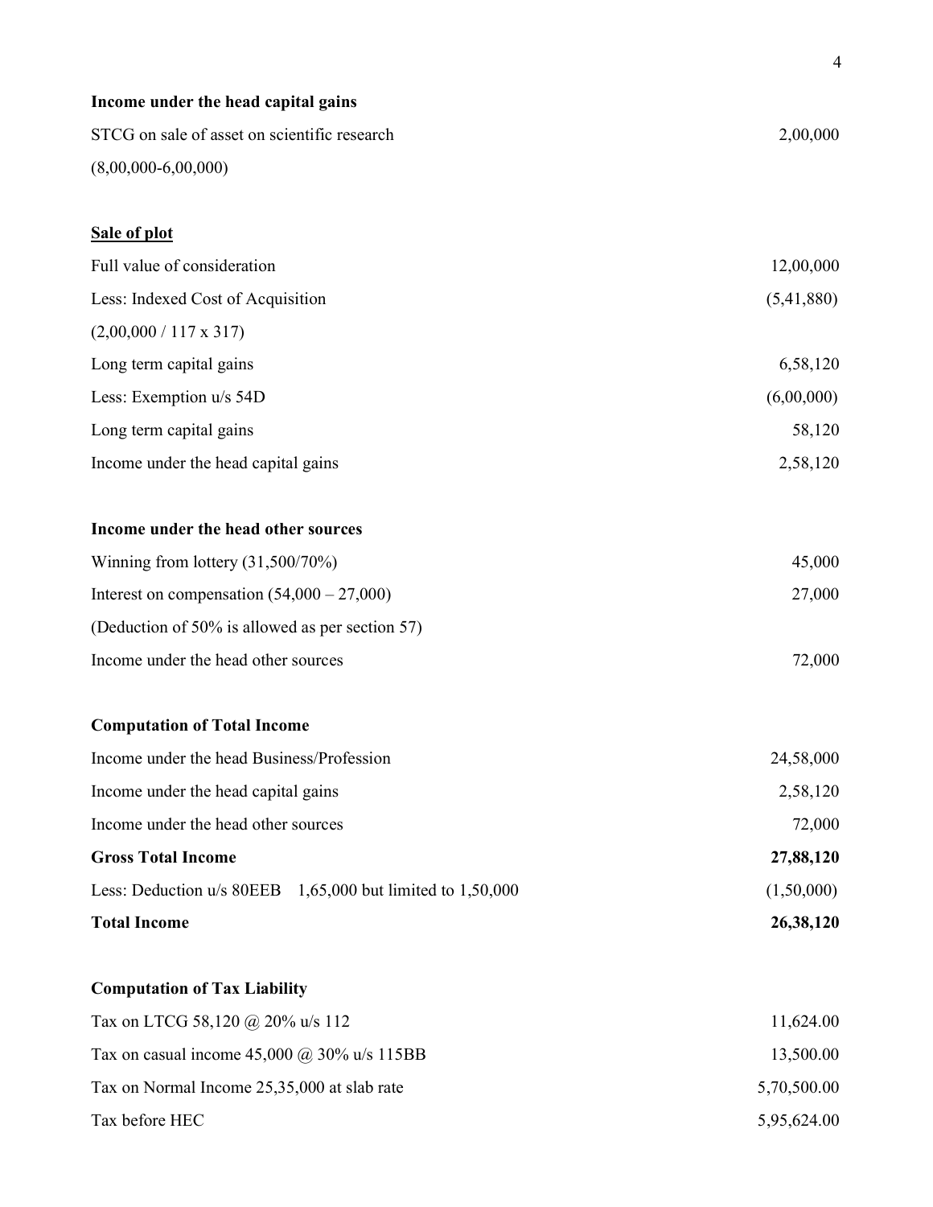**Income under the head capital gains**

| | |
|---|---|
| STCG on sale of asset on scientific research | 2,00,000 |
| (8,00,000-6,00,000) | |

**<u>Sale of plot</u>**

| | |
|---|---|
| Full value of consideration | 12,00,000 |
| Less: Indexed Cost of Acquisition | (5,41,880) |
| (2,00,000 / 117 x 317) | |
| Long term capital gains | 6,58,120 |
| Less: Exemption u/s 54D | (6,00,000) |
| Long term capital gains | 58,120 |
| Income under the head capital gains | 2,58,120 |

**Income under the head other sources**

| | |
|---|---|
| Winning from lottery (31,500/70%) | 45,000 |
| Interest on compensation (54,000 – 27,000) | 27,000 |
| (Deduction of 50% is allowed as per section 57) | |
| Income under the head other sources | 72,000 |

**Computation of Total Income**

| | |
|---|---|
| Income under the head Business/Profession | 24,58,000 |
| Income under the head capital gains | 2,58,120 |
| Income under the head other sources | 72,000 |
| **Gross Total Income** | **27,88,120** |
| Less: Deduction u/s 80EEB 1,65,000 but limited to 1,50,000 | (1,50,000) |
| **Total Income** | **26,38,120** |

**Computation of Tax Liability**

| | |
|---|---|
| Tax on LTCG 58,120 @ 20% u/s 112 | 11,624.00 |
| Tax on casual income 45,000 @ 30% u/s 115BB | 13,500.00 |
| Tax on Normal Income 25,35,000 at slab rate | 5,70,500.00 |
| Tax before HEC | 5,95,624.00 |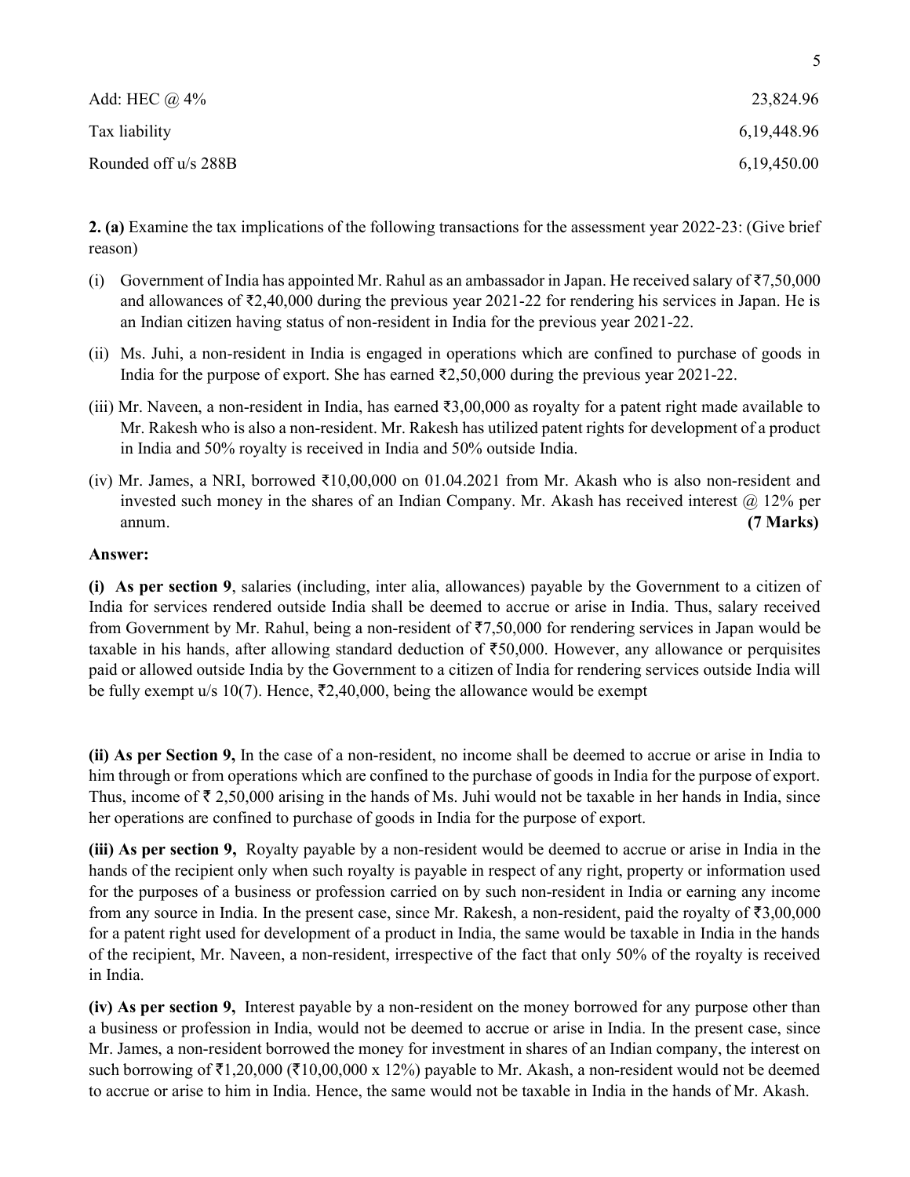| | |
|---|---|
| Add: HEC @ 4% | 23,824.96 |
| Tax liability | 6,19,448.96 |
| Rounded off u/s 288B | 6,19,450.00 |

**2. (a)** Examine the tax implications of the following transactions for the assessment year 2022-23: (Give brief reason)

(i) Government of India has appointed Mr. Rahul as an ambassador in Japan. He received salary of ₹7,50,000 and allowances of ₹2,40,000 during the previous year 2021-22 for rendering his services in Japan. He is an Indian citizen having status of non-resident in India for the previous year 2021-22.

(ii) Ms. Juhi, a non-resident in India is engaged in operations which are confined to purchase of goods in India for the purpose of export. She has earned ₹2,50,000 during the previous year 2021-22.

(iii) Mr. Naveen, a non-resident in India, has earned ₹3,00,000 as royalty for a patent right made available to Mr. Rakesh who is also a non-resident. Mr. Rakesh has utilized patent rights for development of a product in India and 50% royalty is received in India and 50% outside India.

(iv) Mr. James, a NRI, borrowed ₹10,00,000 on 01.04.2021 from Mr. Akash who is also non-resident and invested such money in the shares of an Indian Company. Mr. Akash has received interest @ 12% per annum. **(7 Marks)**

**Answer:**

**(i) As per section 9**, salaries (including, inter alia, allowances) payable by the Government to a citizen of India for services rendered outside India shall be deemed to accrue or arise in India. Thus, salary received from Government by Mr. Rahul, being a non-resident of ₹7,50,000 for rendering services in Japan would be taxable in his hands, after allowing standard deduction of ₹50,000. However, any allowance or perquisites paid or allowed outside India by the Government to a citizen of India for rendering services outside India will be fully exempt u/s 10(7). Hence, ₹2,40,000, being the allowance would be exempt

**(ii) As per Section 9,** In the case of a non-resident, no income shall be deemed to accrue or arise in India to him through or from operations which are confined to the purchase of goods in India for the purpose of export. Thus, income of ₹ 2,50,000 arising in the hands of Ms. Juhi would not be taxable in her hands in India, since her operations are confined to purchase of goods in India for the purpose of export.

**(iii) As per section 9,** Royalty payable by a non-resident would be deemed to accrue or arise in India in the hands of the recipient only when such royalty is payable in respect of any right, property or information used for the purposes of a business or profession carried on by such non-resident in India or earning any income from any source in India. In the present case, since Mr. Rakesh, a non-resident, paid the royalty of ₹3,00,000 for a patent right used for development of a product in India, the same would be taxable in India in the hands of the recipient, Mr. Naveen, a non-resident, irrespective of the fact that only 50% of the royalty is received in India.

**(iv) As per section 9,** Interest payable by a non-resident on the money borrowed for any purpose other than a business or profession in India, would not be deemed to accrue or arise in India. In the present case, since Mr. James, a non-resident borrowed the money for investment in shares of an Indian company, the interest on such borrowing of ₹1,20,000 (₹10,00,000 x 12%) payable to Mr. Akash, a non-resident would not be deemed to accrue or arise to him in India. Hence, the same would not be taxable in India in the hands of Mr. Akash.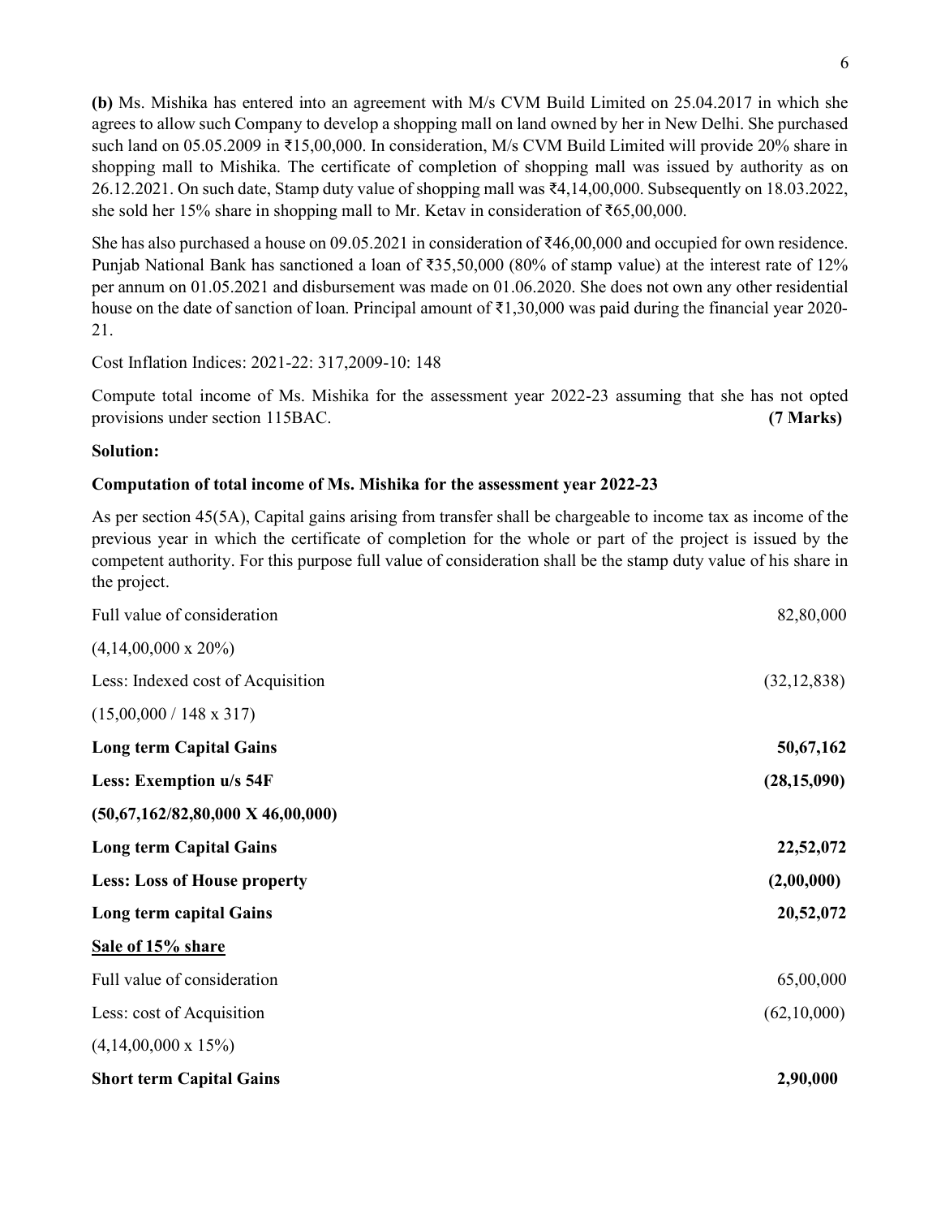**(b)** Ms. Mishika has entered into an agreement with M/s CVM Build Limited on 25.04.2017 in which she agrees to allow such Company to develop a shopping mall on land owned by her in New Delhi. She purchased such land on 05.05.2009 in ₹15,00,000. In consideration, M/s CVM Build Limited will provide 20% share in shopping mall to Mishika. The certificate of completion of shopping mall was issued by authority as on 26.12.2021. On such date, Stamp duty value of shopping mall was ₹4,14,00,000. Subsequently on 18.03.2022, she sold her 15% share in shopping mall to Mr. Ketav in consideration of ₹65,00,000.

She has also purchased a house on 09.05.2021 in consideration of ₹46,00,000 and occupied for own residence. Punjab National Bank has sanctioned a loan of ₹35,50,000 (80% of stamp value) at the interest rate of 12% per annum on 01.05.2021 and disbursement was made on 01.06.2020. She does not own any other residential house on the date of sanction of loan. Principal amount of ₹1,30,000 was paid during the financial year 2020-21.

Cost Inflation Indices: 2021-22: 317,2009-10: 148

Compute total income of Ms. Mishika for the assessment year 2022-23 assuming that she has not opted provisions under section 115BAC. **(7 Marks)**

**Solution:**

**Computation of total income of Ms. Mishika for the assessment year 2022-23**

As per section 45(5A), Capital gains arising from transfer shall be chargeable to income tax as income of the previous year in which the certificate of completion for the whole or part of the project is issued by the competent authority. For this purpose full value of consideration shall be the stamp duty value of his share in the project.

| | |
|---|---|
| Full value of consideration | 82,80,000 |
| (4,14,00,000 x 20%) | |
| Less: Indexed cost of Acquisition | (32,12,838) |
| (15,00,000 / 148 x 317) | |
| **Long term Capital Gains** | **50,67,162** |
| **Less: Exemption u/s 54F** | **(28,15,090)** |
| **(50,67,162/82,80,000 X 46,00,000)** | |
| **Long term Capital Gains** | **22,52,072** |
| **Less: Loss of House property** | **(2,00,000)** |
| **Long term capital Gains** | **20,52,072** |
| <u>**Sale of 15% share**</u> | |
| Full value of consideration | 65,00,000 |
| Less: cost of Acquisition | (62,10,000) |
| (4,14,00,000 x 15%) | |
| **Short term Capital Gains** | **2,90,000** |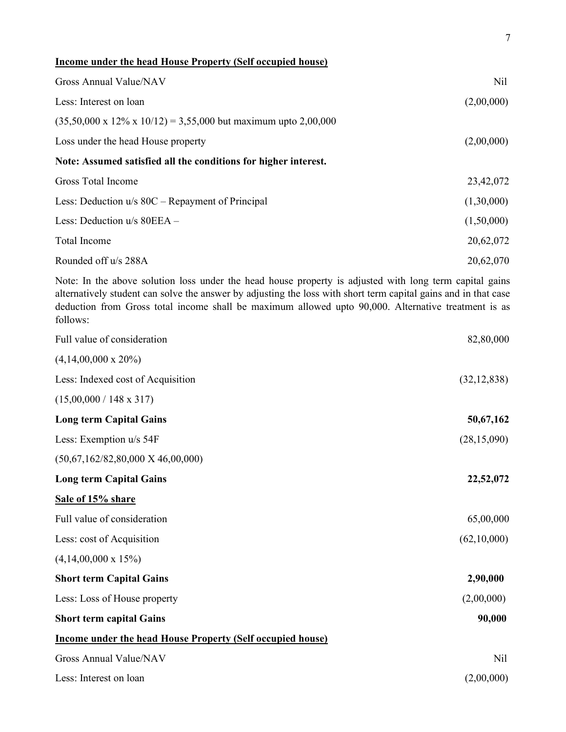**<u>Income under the head House Property (Self occupied house)</u>**

| | |
|---|---:|
| Gross Annual Value/NAV | Nil |
| Less: Interest on loan | (2,00,000) |
| (35,50,000 x 12% x 10/12) = 3,55,000 but maximum upto 2,00,000 | |
| Loss under the head House property | (2,00,000) |
| **Note: Assumed satisfied all the conditions for higher interest.** | |
| Gross Total Income | 23,42,072 |
| Less: Deduction u/s 80C – Repayment of Principal | (1,30,000) |
| Less: Deduction u/s 80EEA – | (1,50,000) |
| Total Income | 20,62,072 |
| Rounded off u/s 288A | 20,62,070 |

Note: In the above solution loss under the head house property is adjusted with long term capital gains alternatively student can solve the answer by adjusting the loss with short term capital gains and in that case deduction from Gross total income shall be maximum allowed upto 90,000. Alternative treatment is as follows:

| | |
|---|---:|
| Full value of consideration | 82,80,000 |
| (4,14,00,000 x 20%) | |
| Less: Indexed cost of Acquisition | (32,12,838) |
| (15,00,000 / 148 x 317) | |
| **Long term Capital Gains** | **50,67,162** |
| Less: Exemption u/s 54F | (28,15,090) |
| (50,67,162/82,80,000 X 46,00,000) | |
| **Long term Capital Gains** | **22,52,072** |
| **<u>Sale of 15% share</u>** | |
| Full value of consideration | 65,00,000 |
| Less: cost of Acquisition | (62,10,000) |
| (4,14,00,000 x 15%) | |
| **Short term Capital Gains** | **2,90,000** |
| Less: Loss of House property | (2,00,000) |
| **Short term capital Gains** | **90,000** |

**<u>Income under the head House Property (Self occupied house)</u>**

| | |
|---|---:|
| Gross Annual Value/NAV | Nil |
| Less: Interest on loan | (2,00,000) |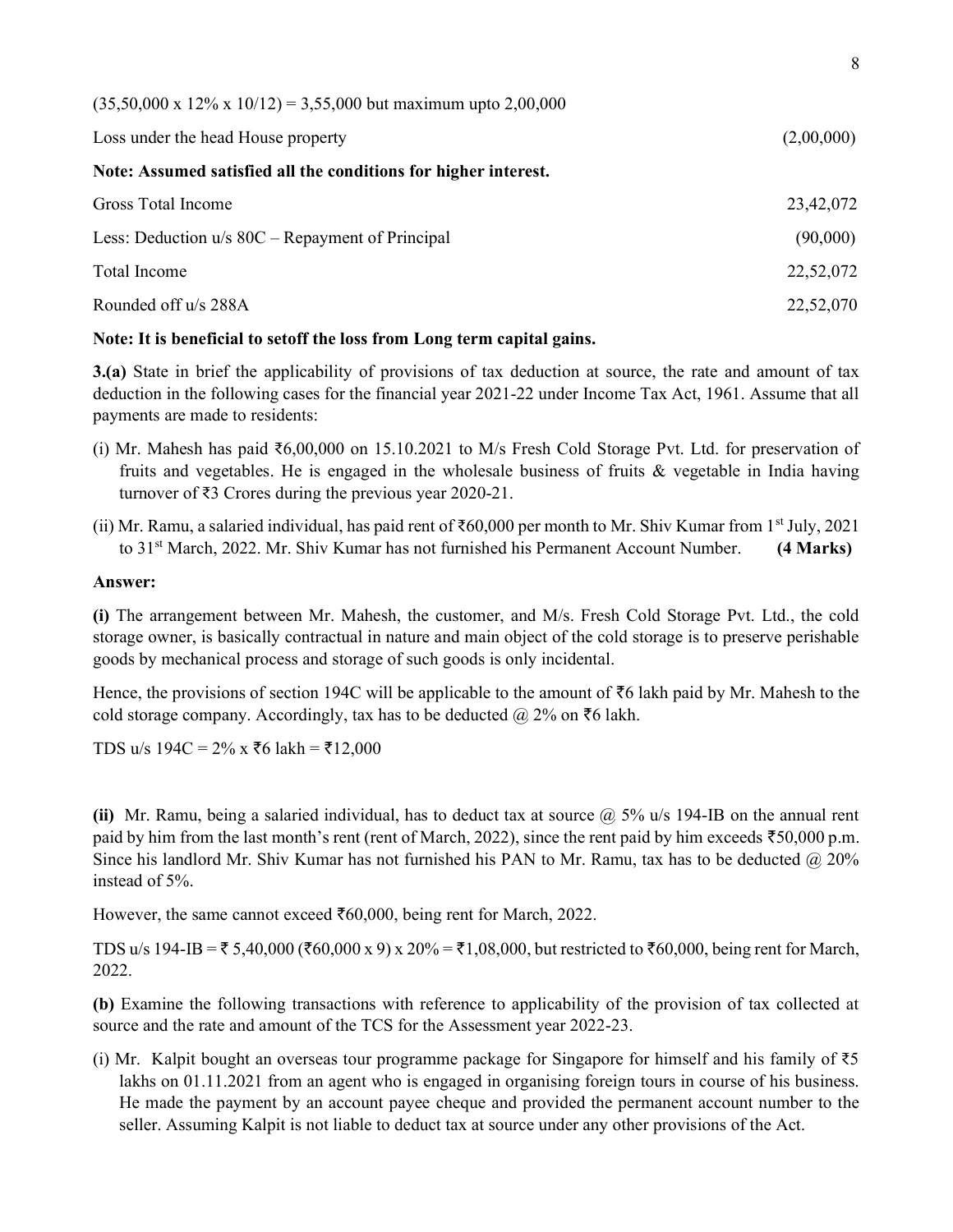| | |
|---|---|
| (35,50,000 x 12% x 10/12) = 3,55,000 but maximum upto 2,00,000 | |
| Loss under the head House property | (2,00,000) |
| **Note: Assumed satisfied all the conditions for higher interest.** | |
| Gross Total Income | 23,42,072 |
| Less: Deduction u/s 80C – Repayment of Principal | (90,000) |
| Total Income | 22,52,072 |
| Rounded off u/s 288A | 22,52,070 |

**Note: It is beneficial to setoff the loss from Long term capital gains.**

**3.(a)** State in brief the applicability of provisions of tax deduction at source, the rate and amount of tax deduction in the following cases for the financial year 2021-22 under Income Tax Act, 1961. Assume that all payments are made to residents:

(i) Mr. Mahesh has paid ₹6,00,000 on 15.10.2021 to M/s Fresh Cold Storage Pvt. Ltd. for preservation of fruits and vegetables. He is engaged in the wholesale business of fruits & vegetable in India having turnover of ₹3 Crores during the previous year 2020-21.

(ii) Mr. Ramu, a salaried individual, has paid rent of ₹60,000 per month to Mr. Shiv Kumar from 1st July, 2021 to 31st March, 2022. Mr. Shiv Kumar has not furnished his Permanent Account Number. **(4 Marks)**

**Answer:**

**(i)** The arrangement between Mr. Mahesh, the customer, and M/s. Fresh Cold Storage Pvt. Ltd., the cold storage owner, is basically contractual in nature and main object of the cold storage is to preserve perishable goods by mechanical process and storage of such goods is only incidental.

Hence, the provisions of section 194C will be applicable to the amount of ₹6 lakh paid by Mr. Mahesh to the cold storage company. Accordingly, tax has to be deducted @ 2% on ₹6 lakh.

TDS u/s 194C = 2% x ₹6 lakh = ₹12,000

**(ii)** Mr. Ramu, being a salaried individual, has to deduct tax at source @ 5% u/s 194-IB on the annual rent paid by him from the last month's rent (rent of March, 2022), since the rent paid by him exceeds ₹50,000 p.m. Since his landlord Mr. Shiv Kumar has not furnished his PAN to Mr. Ramu, tax has to be deducted @ 20% instead of 5%.

However, the same cannot exceed ₹60,000, being rent for March, 2022.

TDS u/s 194-IB = ₹ 5,40,000 (₹60,000 x 9) x 20% = ₹1,08,000, but restricted to ₹60,000, being rent for March, 2022.

**(b)** Examine the following transactions with reference to applicability of the provision of tax collected at source and the rate and amount of the TCS for the Assessment year 2022-23.

(i) Mr. Kalpit bought an overseas tour programme package for Singapore for himself and his family of ₹5 lakhs on 01.11.2021 from an agent who is engaged in organising foreign tours in course of his business. He made the payment by an account payee cheque and provided the permanent account number to the seller. Assuming Kalpit is not liable to deduct tax at source under any other provisions of the Act.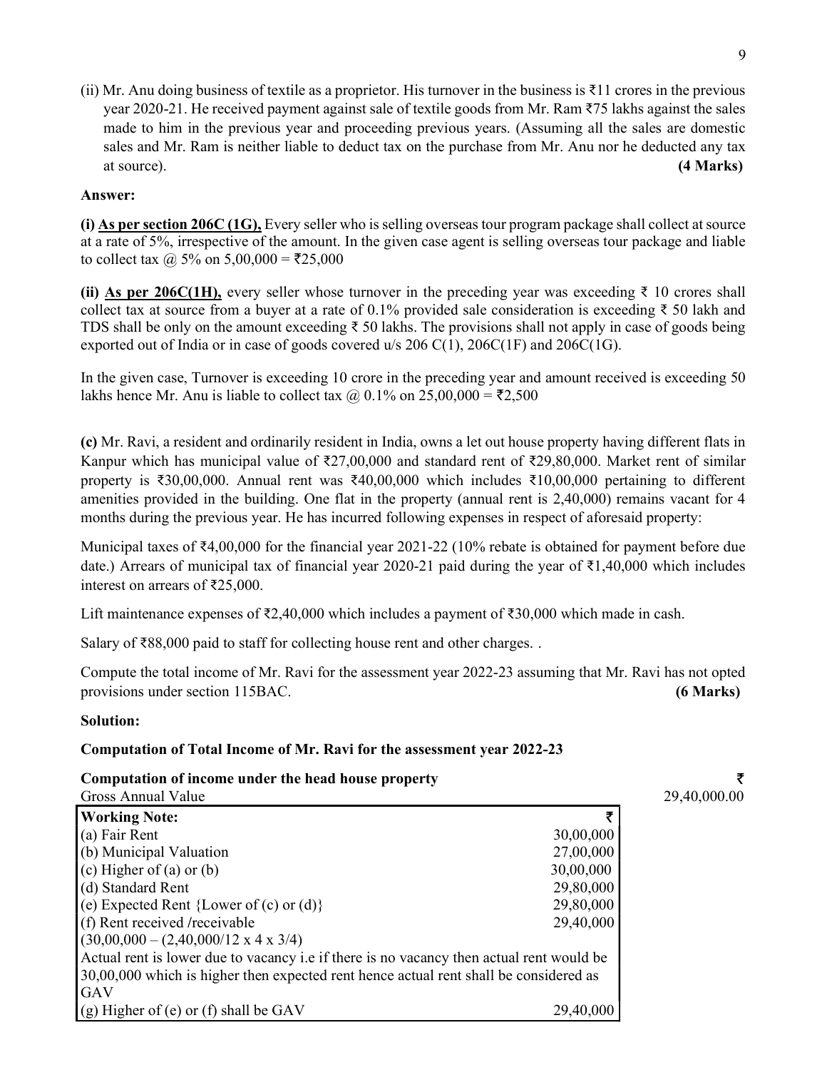(ii) Mr. Anu doing business of textile as a proprietor. His turnover in the business is ₹11 crores in the previous year 2020-21. He received payment against sale of textile goods from Mr. Ram ₹75 lakhs against the sales made to him in the previous year and proceeding previous years. (Assuming all the sales are domestic sales and Mr. Ram is neither liable to deduct tax on the purchase from Mr. Anu nor he deducted any tax at source). **(4 Marks)**

**Answer:**

**(i) As per section 206C (1G),** Every seller who is selling overseas tour program package shall collect at source at a rate of 5%, irrespective of the amount. In the given case agent is selling overseas tour package and liable to collect tax @ 5% on 5,00,000 = ₹25,000

**(ii) As per 206C(1H),** every seller whose turnover in the preceding year was exceeding ₹ 10 crores shall collect tax at source from a buyer at a rate of 0.1% provided sale consideration is exceeding ₹ 50 lakh and TDS shall be only on the amount exceeding ₹ 50 lakhs. The provisions shall not apply in case of goods being exported out of India or in case of goods covered u/s 206 C(1), 206C(1F) and 206C(1G).

In the given case, Turnover is exceeding 10 crore in the preceding year and amount received is exceeding 50 lakhs hence Mr. Anu is liable to collect tax @ 0.1% on 25,00,000 = ₹2,500

**(c)** Mr. Ravi, a resident and ordinarily resident in India, owns a let out house property having different flats in Kanpur which has municipal value of ₹27,00,000 and standard rent of ₹29,80,000. Market rent of similar property is ₹30,00,000. Annual rent was ₹40,00,000 which includes ₹10,00,000 pertaining to different amenities provided in the building. One flat in the property (annual rent is 2,40,000) remains vacant for 4 months during the previous year. He has incurred following expenses in respect of aforesaid property:

Municipal taxes of ₹4,00,000 for the financial year 2021-22 (10% rebate is obtained for payment before due date.) Arrears of municipal tax of financial year 2020-21 paid during the year of ₹1,40,000 which includes interest on arrears of ₹25,000.

Lift maintenance expenses of ₹2,40,000 which includes a payment of ₹30,000 which made in cash.

Salary of ₹88,000 paid to staff for collecting house rent and other charges. .

Compute the total income of Mr. Ravi for the assessment year 2022-23 assuming that Mr. Ravi has not opted provisions under section 115BAC. **(6 Marks)**

**Solution:**

**Computation of Total Income of Mr. Ravi for the assessment year 2022-23**

| **Computation of income under the house property** | **₹** |
|---|---|
| Gross Annual Value | 29,40,000.00 |

| **Working Note:** | **₹** |
|---|---|
| (a) Fair Rent | 30,00,000 |
| (b) Municipal Valuation | 27,00,000 |
| (c) Higher of (a) or (b) | 30,00,000 |
| (d) Standard Rent | 29,80,000 |
| (e) Expected Rent {Lower of (c) or (d)} | 29,80,000 |
| (f) Rent received /receivable<br>(30,00,000 – (2,40,000/12 x 4 x 3/4)<br>Actual rent is lower due to vacancy i.e if there is no vacancy then actual rent would be 30,00,000 which is higher then expected rent hence actual rent shall be considered as GAV | 29,40,000 |
| (g) Higher of (e) or (f) shall be GAV | 29,40,000 |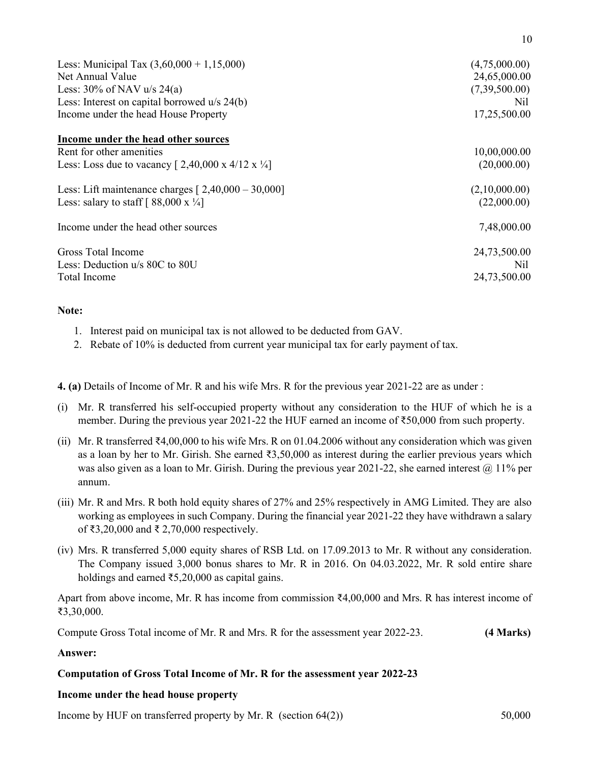| | |
|---|---|
| Less: Municipal Tax (3,60,000 + 1,15,000) | (4,75,000.00) |
| Net Annual Value | 24,65,000.00 |
| Less: 30% of NAV u/s 24(a) | (7,39,500.00) |
| Less: Interest on capital borrowed u/s 24(b) | Nil |
| Income under the head House Property | 17,25,500.00 |

**Income under the head other sources**

| | |
|---|---|
| Rent for other amenities | 10,00,000.00 |
| Less: Loss due to vacancy [ 2,40,000 x 4/12 x ¼] | (20,000.00) |
| Less: Lift maintenance charges [ 2,40,000 – 30,000] | (2,10,000.00) |
| Less: salary to staff [ 88,000 x ¼] | (22,000.00) |
| Income under the head other sources | 7,48,000.00 |
| Gross Total Income | 24,73,500.00 |
| Less: Deduction u/s 80C to 80U | Nil |
| Total Income | 24,73,500.00 |

**Note:**

1. Interest paid on municipal tax is not allowed to be deducted from GAV.
2. Rebate of 10% is deducted from current year municipal tax for early payment of tax.

**4. (a)** Details of Income of Mr. R and his wife Mrs. R for the previous year 2021-22 are as under :

(i) Mr. R transferred his self-occupied property without any consideration to the HUF of which he is a member. During the previous year 2021-22 the HUF earned an income of ₹50,000 from such property.

(ii) Mr. R transferred ₹4,00,000 to his wife Mrs. R on 01.04.2006 without any consideration which was given as a loan by her to Mr. Girish. She earned ₹3,50,000 as interest during the earlier previous years which was also given as a loan to Mr. Girish. During the previous year 2021-22, she earned interest @ 11% per annum.

(iii) Mr. R and Mrs. R both hold equity shares of 27% and 25% respectively in AMG Limited. They are also working as employees in such Company. During the financial year 2021-22 they have withdrawn a salary of ₹3,20,000 and ₹ 2,70,000 respectively.

(iv) Mrs. R transferred 5,000 equity shares of RSB Ltd. on 17.09.2013 to Mr. R without any consideration. The Company issued 3,000 bonus shares to Mr. R in 2016. On 04.03.2022, Mr. R sold entire share holdings and earned ₹5,20,000 as capital gains.

Apart from above income, Mr. R has income from commission ₹4,00,000 and Mrs. R has interest income of ₹3,30,000.

Compute Gross Total income of Mr. R and Mrs. R for the assessment year 2022-23. **(4 Marks)**

**Answer:**

**Computation of Gross Total Income of Mr. R for the assessment year 2022-23**

**Income under the head house property**

| | |
|---|---|
| Income by HUF on transferred property by Mr. R (section 64(2)) | 50,000 |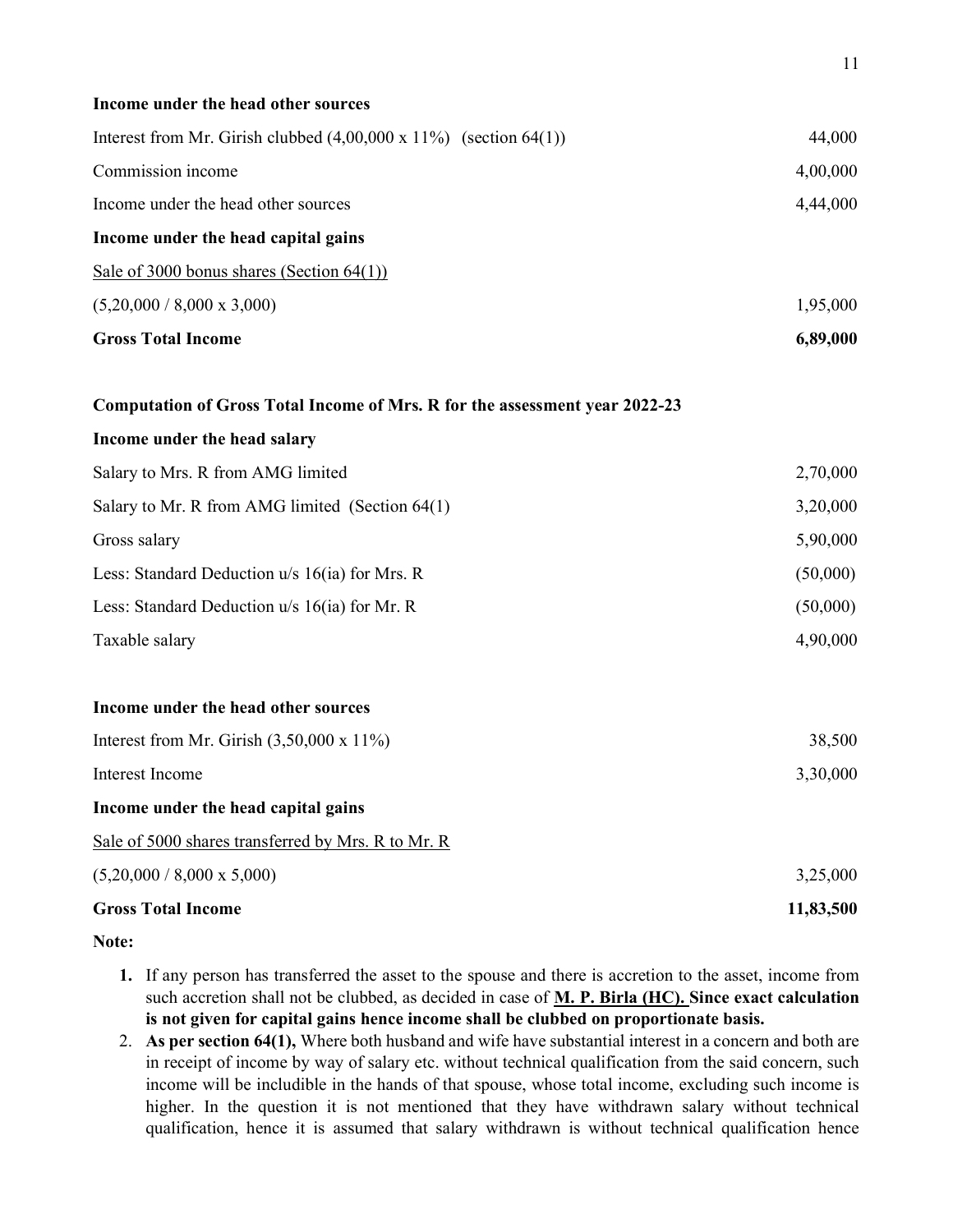**Income under the head other sources**

| | |
|---|---|
| Interest from Mr. Girish clubbed (4,00,000 x 11%) (section 64(1)) | 44,000 |
| Commission income | 4,00,000 |
| Income under the head other sources | 4,44,000 |
| **Income under the head capital gains** | |
| <u>Sale of 3000 bonus shares (Section 64(1))</u> | |
| (5,20,000 / 8,000 x 3,000) | 1,95,000 |
| **Gross Total Income** | **6,89,000** |

**Computation of Gross Total Income of Mrs. R for the assessment year 2022-23**

| | |
|---|---|
| **Income under the head salary** | |
| Salary to Mrs. R from AMG limited | 2,70,000 |
| Salary to Mr. R from AMG limited (Section 64(1) | 3,20,000 |
| Gross salary | 5,90,000 |
| Less: Standard Deduction u/s 16(ia) for Mrs. R | (50,000) |
| Less: Standard Deduction u/s 16(ia) for Mr. R | (50,000) |
| Taxable salary | 4,90,000 |
| | |
| **Income under the head other sources** | |
| Interest from Mr. Girish (3,50,000 x 11%) | 38,500 |
| Interest Income | 3,30,000 |
| **Income under the head capital gains** | |
| <u>Sale of 5000 shares transferred by Mrs. R to Mr. R</u> | |
| (5,20,000 / 8,000 x 5,000) | 3,25,000 |
| **Gross Total Income** | **11,83,500** |

**Note:**

1. If any person has transferred the asset to the spouse and there is accretion to the asset, income from such accretion shall not be clubbed, as decided in case of **<u>M. P. Birla (HC).</u> Since exact calculation is not given for capital gains hence income shall be clubbed on proportionate basis.**
2. **As per section 64(1),** Where both husband and wife have substantial interest in a concern and both are in receipt of income by way of salary etc. without technical qualification from the said concern, such income will be includible in the hands of that spouse, whose total income, excluding such income is higher. In the question it is not mentioned that they have withdrawn salary without technical qualification, hence it is assumed that salary withdrawn is without technical qualification hence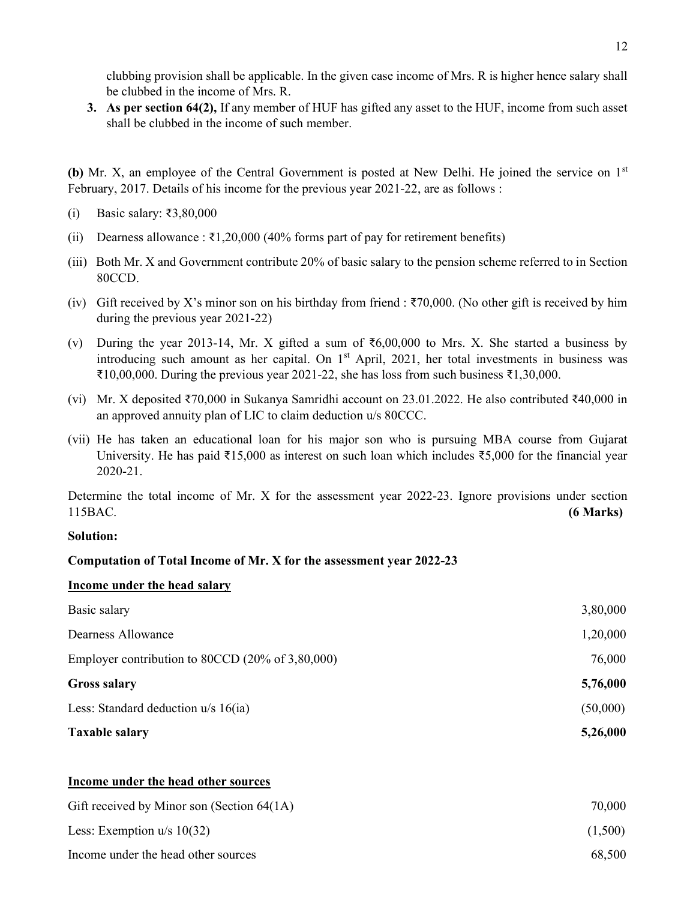clubbing provision shall be applicable. In the given case income of Mrs. R is higher hence salary shall be clubbed in the income of Mrs. R.

3. **As per section 64(2),** If any member of HUF has gifted any asset to the HUF, income from such asset shall be clubbed in the income of such member.

**(b)** Mr. X, an employee of the Central Government is posted at New Delhi. He joined the service on 1st February, 2017. Details of his income for the previous year 2021-22, are as follows :

(i) Basic salary: ₹3,80,000

(ii) Dearness allowance : ₹1,20,000 (40% forms part of pay for retirement benefits)

(iii) Both Mr. X and Government contribute 20% of basic salary to the pension scheme referred to in Section 80CCD.

(iv) Gift received by X's minor son on his birthday from friend : ₹70,000. (No other gift is received by him during the previous year 2021-22)

(v) During the year 2013-14, Mr. X gifted a sum of ₹6,00,000 to Mrs. X. She started a business by introducing such amount as her capital. On 1st April, 2021, her total investments in business was ₹10,00,000. During the previous year 2021-22, she has loss from such business ₹1,30,000.

(vi) Mr. X deposited ₹70,000 in Sukanya Samridhi account on 23.01.2022. He also contributed ₹40,000 in an approved annuity plan of LIC to claim deduction u/s 80CCC.

(vii) He has taken an educational loan for his major son who is pursuing MBA course from Gujarat University. He has paid ₹15,000 as interest on such loan which includes ₹5,000 for the financial year 2020-21.

Determine the total income of Mr. X for the assessment year 2022-23. Ignore provisions under section 115BAC. **(6 Marks)**

**Solution:**

**Computation of Total Income of Mr. X for the assessment year 2022-23**

**Income under the head salary**

| | |
|---|---:|
| Basic salary | 3,80,000 |
| Dearness Allowance | 1,20,000 |
| Employer contribution to 80CCD (20% of 3,80,000) | 76,000 |
| **Gross salary** | **5,76,000** |
| Less: Standard deduction u/s 16(ia) | (50,000) |
| **Taxable salary** | **5,26,000** |

**Income under the head other sources**

| | |
|---|---:|
| Gift received by Minor son (Section 64(1A) | 70,000 |
| Less: Exemption u/s 10(32) | (1,500) |
| Income under the head other sources | 68,500 |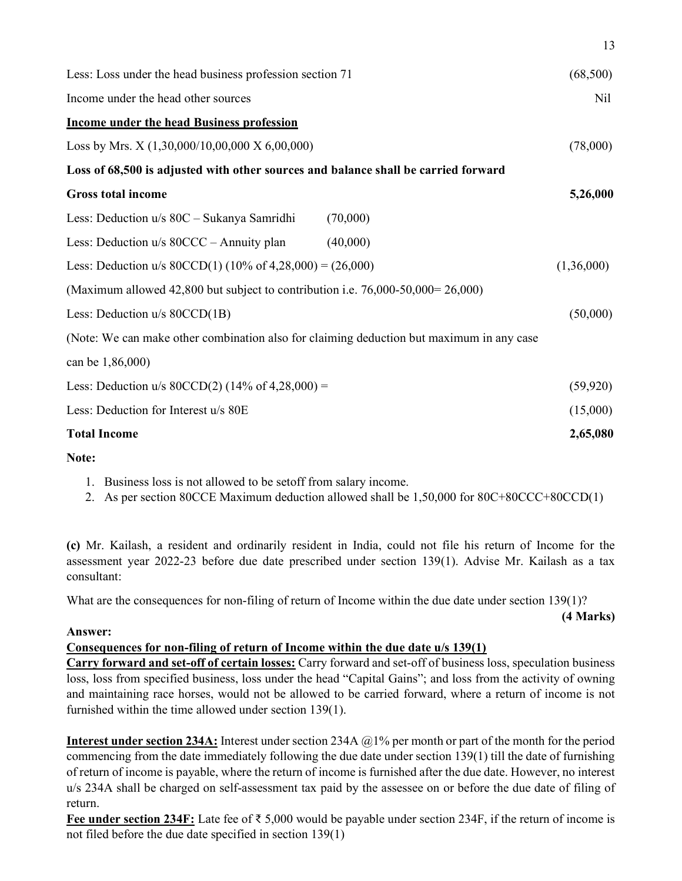| | | |
|---|---|---|
| Less: Loss under the head business profession section 71 | | (68,500) |
| Income under the head other sources | | Nil |
| **Income under the head Business profession** | | |
| Loss by Mrs. X (1,30,000/10,00,000 X 6,00,000) | | (78,000) |
| **Loss of 68,500 is adjusted with other sources and balance shall be carried forward** | | |
| **Gross total income** | | **5,26,000** |
| Less: Deduction u/s 80C – Sukanya Samridhi | (70,000) | |
| Less: Deduction u/s 80CCC – Annuity plan | (40,000) | |
| Less: Deduction u/s 80CCD(1) (10% of 4,28,000) = (26,000) | | (1,36,000) |
| (Maximum allowed 42,800 but subject to contribution i.e. 76,000-50,000= 26,000) | | |
| Less: Deduction u/s 80CCD(1B) | | (50,000) |
| (Note: We can make other combination also for claiming deduction but maximum in any case can be 1,86,000) | | |
| Less: Deduction u/s 80CCD(2) (14% of 4,28,000) = | | (59,920) |
| Less: Deduction for Interest u/s 80E | | (15,000) |
| **Total Income** | | **2,65,080** |

**Note:**

1. Business loss is not allowed to be setoff from salary income.
2. As per section 80CCE Maximum deduction allowed shall be 1,50,000 for 80C+80CCC+80CCD(1)

**(c)** Mr. Kailash, a resident and ordinarily resident in India, could not file his return of Income for the assessment year 2022-23 before due date prescribed under section 139(1). Advise Mr. Kailash as a tax consultant:

What are the consequences for non-filing of return of Income within the due date under section 139(1)?

**(4 Marks)**

**Answer:**

**Consequences for non-filing of return of Income within the due date u/s 139(1)**

**Carry forward and set-off of certain losses:** Carry forward and set-off of business loss, speculation business loss, loss from specified business, loss under the head "Capital Gains"; and loss from the activity of owning and maintaining race horses, would not be allowed to be carried forward, where a return of income is not furnished within the time allowed under section 139(1).

**Interest under section 234A:** Interest under section 234A @1% per month or part of the month for the period commencing from the date immediately following the due date under section 139(1) till the date of furnishing of return of income is payable, where the return of income is furnished after the due date. However, no interest u/s 234A shall be charged on self-assessment tax paid by the assessee on or before the due date of filing of return.

**Fee under section 234F:** Late fee of ₹ 5,000 would be payable under section 234F, if the return of income is not filed before the due date specified in section 139(1)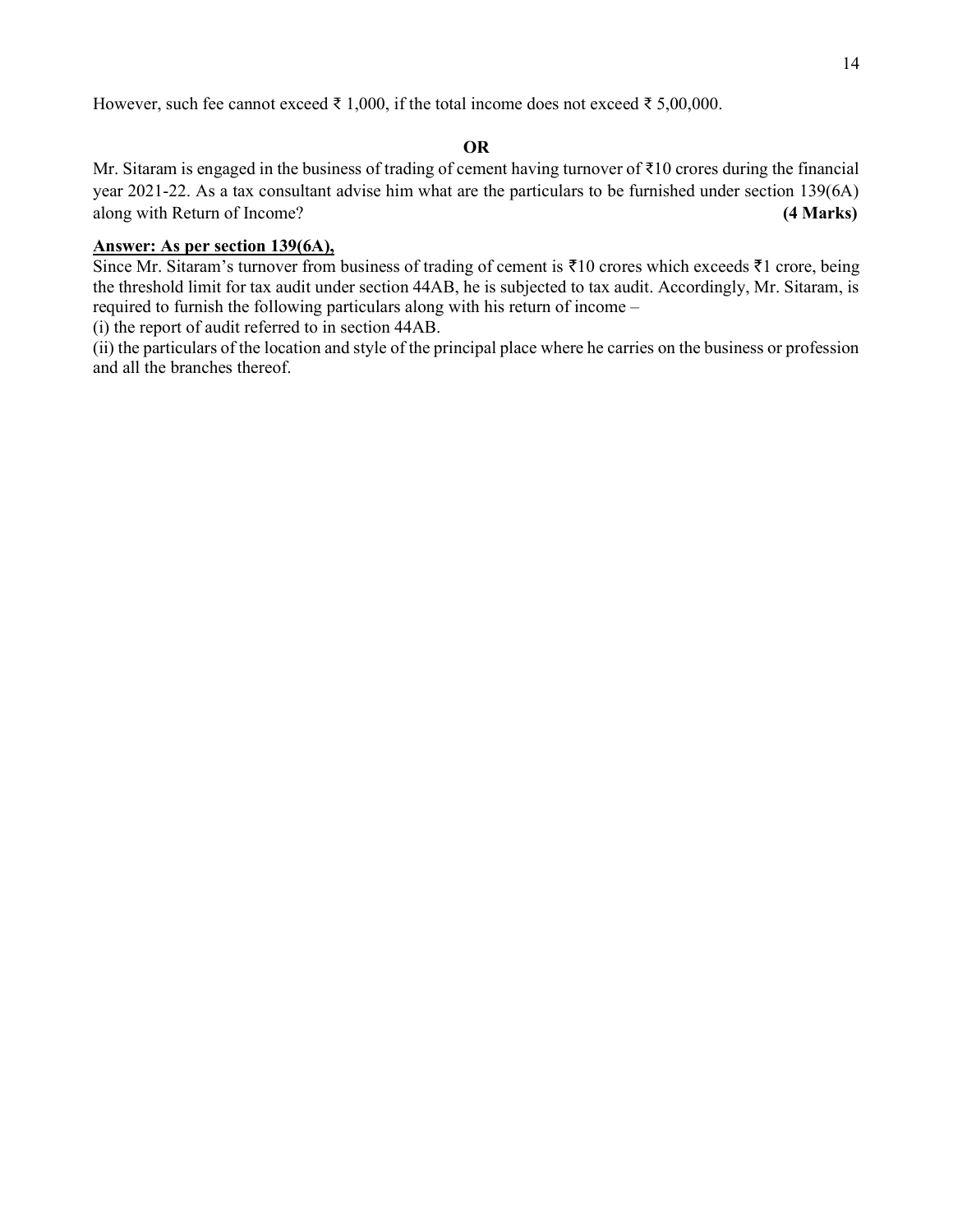However, such fee cannot exceed ₹ 1,000, if the total income does not exceed ₹ 5,00,000.

**OR**

Mr. Sitaram is engaged in the business of trading of cement having turnover of ₹10 crores during the financial year 2021-22. As a tax consultant advise him what are the particulars to be furnished under section 139(6A) along with Return of Income? **(4 Marks)**

**Answer: As per section 139(6A),**

Since Mr. Sitaram's turnover from business of trading of cement is ₹10 crores which exceeds ₹1 crore, being the threshold limit for tax audit under section 44AB, he is subjected to tax audit. Accordingly, Mr. Sitaram, is required to furnish the following particulars along with his return of income –

(i) the report of audit referred to in section 44AB.

(ii) the particulars of the location and style of the principal place where he carries on the business or profession and all the branches thereof.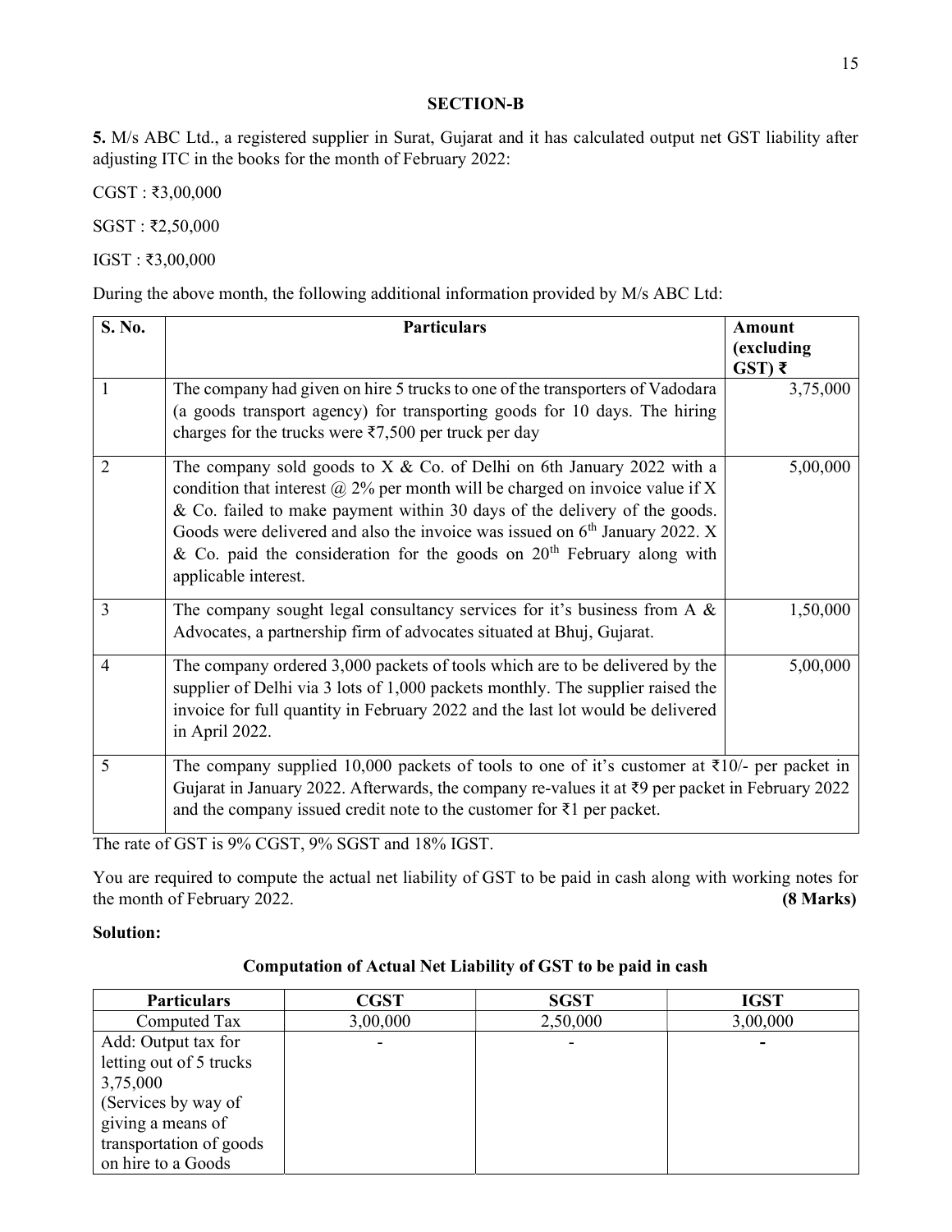## SECTION-B

**5.** M/s ABC Ltd., a registered supplier in Surat, Gujarat and it has calculated output net GST liability after adjusting ITC in the books for the month of February 2022:

CGST : ₹3,00,000

SGST : ₹2,50,000

IGST : ₹3,00,000

During the above month, the following additional information provided by M/s ABC Ltd:

| S. No. | Particulars | Amount (excluding GST) ₹ |
|---|---|---|
| 1 | The company had given on hire 5 trucks to one of the transporters of Vadodara (a goods transport agency) for transporting goods for 10 days. The hiring charges for the trucks were ₹7,500 per truck per day | 3,75,000 |
| 2 | The company sold goods to X & Co. of Delhi on 6th January 2022 with a condition that interest @ 2% per month will be charged on invoice value if X & Co. failed to make payment within 30 days of the delivery of the goods. Goods were delivered and also the invoice was issued on 6th January 2022. X & Co. paid the consideration for the goods on 20th February along with applicable interest. | 5,00,000 |
| 3 | The company sought legal consultancy services for it's business from A & Advocates, a partnership firm of advocates situated at Bhuj, Gujarat. | 1,50,000 |
| 4 | The company ordered 3,000 packets of tools which are to be delivered by the supplier of Delhi via 3 lots of 1,000 packets monthly. The supplier raised the invoice for full quantity in February 2022 and the last lot would be delivered in April 2022. | 5,00,000 |
| 5 | The company supplied 10,000 packets of tools to one of it's customer at ₹10/- per packet in Gujarat in January 2022. Afterwards, the company re-values it at ₹9 per packet in February 2022 and the company issued credit note to the customer for ₹1 per packet. | |

The rate of GST is 9% CGST, 9% SGST and 18% IGST.

You are required to compute the actual net liability of GST to be paid in cash along with working notes for the month of February 2022. **(8 Marks)**

**Solution:**

**Computation of Actual Net Liability of GST to be paid in cash**

| Particulars | CGST | SGST | IGST |
|---|---|---|---|
| Computed Tax | 3,00,000 | 2,50,000 | 3,00,000 |
| Add: Output tax for letting out of 5 trucks 3,75,000 (Services by way of giving a means of transportation of goods on hire to a Goods | - | - | - |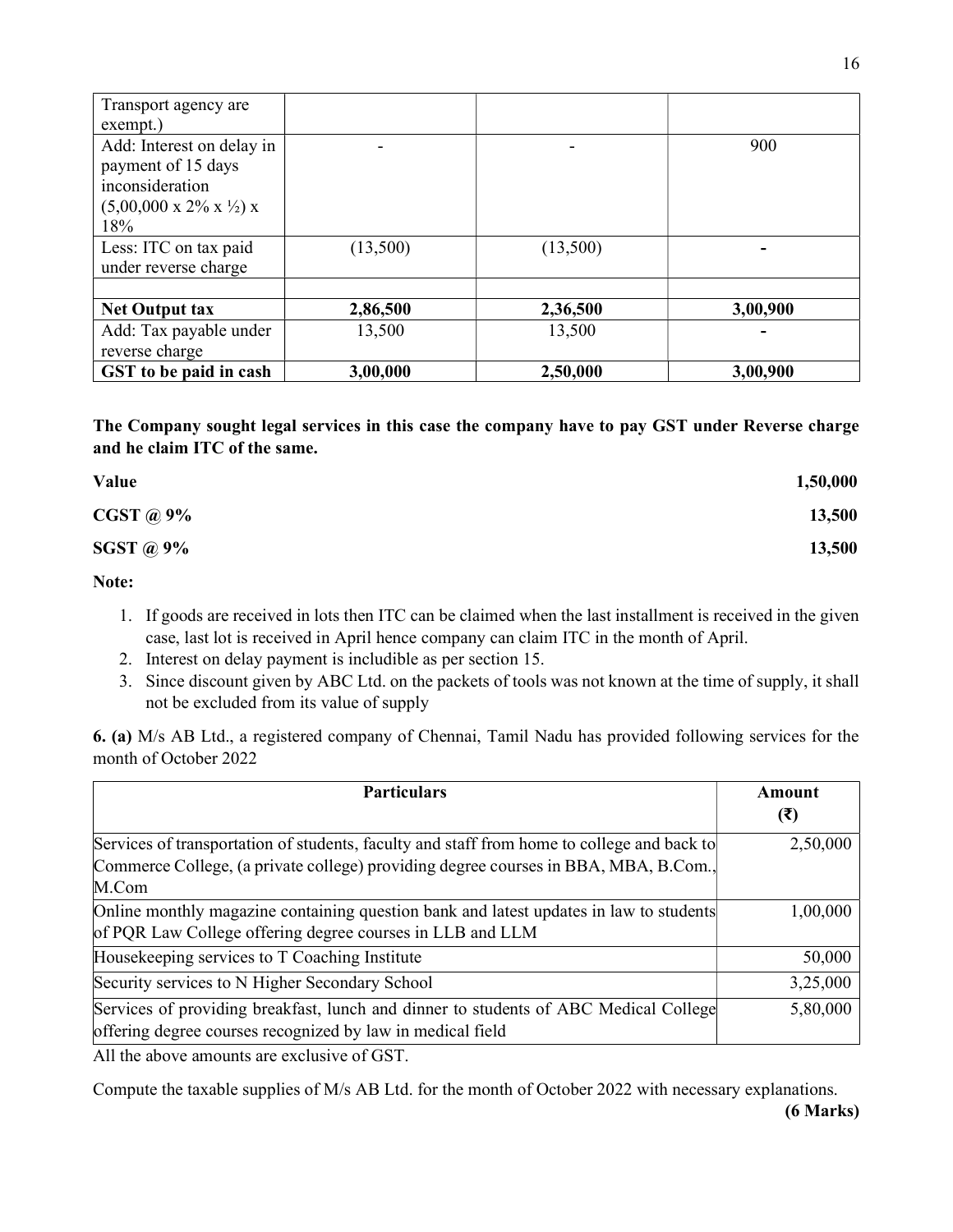| Transport agency are exempt.) | | | |
|---|---|---|---|
| Add: Interest on delay in payment of 15 days inconsideration (5,00,000 x 2% x ½) x 18% | - | - | 900 |
| Less: ITC on tax paid under reverse charge | (13,500) | (13,500) | - |
| | | | |
| **Net Output tax** | **2,86,500** | **2,36,500** | **3,00,900** |
| Add: Tax payable under reverse charge | 13,500 | 13,500 | - |
| **GST to be paid in cash** | **3,00,000** | **2,50,000** | **3,00,900** |

**The Company sought legal services in this case the company have to pay GST under Reverse charge and he claim ITC of the same.**

| | |
|---|---|
| **Value** | **1,50,000** |
| **CGST @ 9%** | **13,500** |
| **SGST @ 9%** | **13,500** |

**Note:**

1. If goods are received in lots then ITC can be claimed when the last installment is received in the given case, last lot is received in April hence company can claim ITC in the month of April.
2. Interest on delay payment is includible as per section 15.
3. Since discount given by ABC Ltd. on the packets of tools was not known at the time of supply, it shall not be excluded from its value of supply

**6. (a)** M/s AB Ltd., a registered company of Chennai, Tamil Nadu has provided following services for the month of October 2022

| Particulars | Amount (₹) |
|---|---|
| Services of transportation of students, faculty and staff from home to college and back to Commerce College, (a private college) providing degree courses in BBA, MBA, B.Com., M.Com | 2,50,000 |
| Online monthly magazine containing question bank and latest updates in law to students of PQR Law College offering degree courses in LLB and LLM | 1,00,000 |
| Housekeeping services to T Coaching Institute | 50,000 |
| Security services to N Higher Secondary School | 3,25,000 |
| Services of providing breakfast, lunch and dinner to students of ABC Medical College offering degree courses recognized by law in medical field | 5,80,000 |

All the above amounts are exclusive of GST.

Compute the taxable supplies of M/s AB Ltd. for the month of October 2022 with necessary explanations.

**(6 Marks)**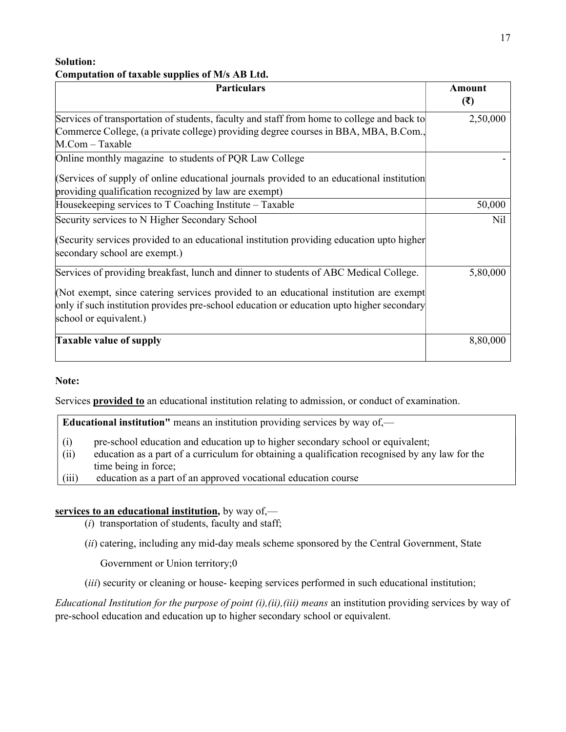**Solution:**

**Computation of taxable supplies of M/s AB Ltd.**

| Particulars | Amount (₹) |
|---|---|
| Services of transportation of students, faculty and staff from home to college and back to Commerce College, (a private college) providing degree courses in BBA, MBA, B.Com., M.Com – Taxable | 2,50,000 |
| Online monthly magazine to students of PQR Law College<br><br>(Services of supply of online educational journals provided to an educational institution providing qualification recognized by law are exempt) | - |
| Housekeeping services to T Coaching Institute – Taxable | 50,000 |
| Security services to N Higher Secondary School<br><br>(Security services provided to an educational institution providing education upto higher secondary school are exempt.) | Nil |
| Services of providing breakfast, lunch and dinner to students of ABC Medical College.<br><br>(Not exempt, since catering services provided to an educational institution are exempt only if such institution provides pre-school education or education upto higher secondary school or equivalent.) | 5,80,000 |
| **Taxable value of supply** | 8,80,000 |

**Note:**

Services **provided to** an educational institution relating to admission, or conduct of examination.

> **Educational institution"** means an institution providing services by way of,—
>
> (i) pre-school education and education up to higher secondary school or equivalent;
> (ii) education as a part of a curriculum for obtaining a qualification recognised by any law for the time being in force;
> (iii) education as a part of an approved vocational education course

**services to an educational institution,** by way of,—

(*i*) transportation of students, faculty and staff;

(*ii*) catering, including any mid-day meals scheme sponsored by the Central Government, State Government or Union territory;0

(*iii*) security or cleaning or house- keeping services performed in such educational institution;

*Educational Institution for the purpose of point (i),(ii),(iii) means* an institution providing services by way of pre-school education and education up to higher secondary school or equivalent.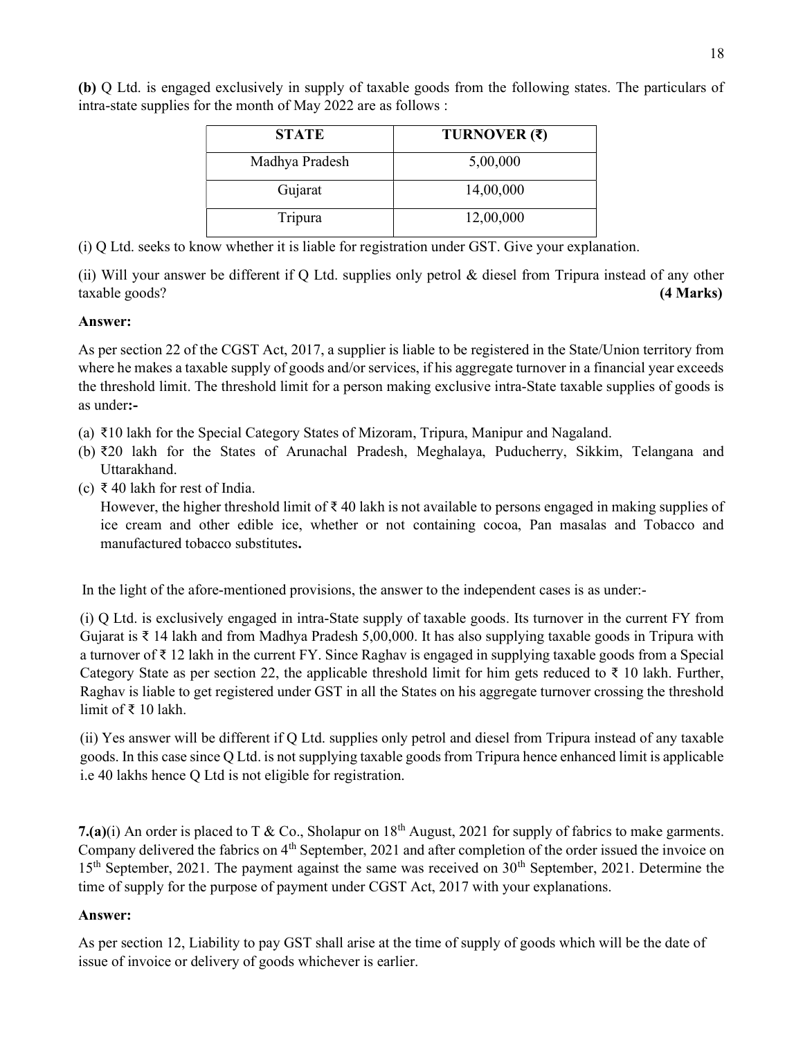**(b)** Q Ltd. is engaged exclusively in supply of taxable goods from the following states. The particulars of intra-state supplies for the month of May 2022 are as follows :

| STATE | TURNOVER (₹) |
|---|---|
| Madhya Pradesh | 5,00,000 |
| Gujarat | 14,00,000 |
| Tripura | 12,00,000 |

(i) Q Ltd. seeks to know whether it is liable for registration under GST. Give your explanation.

(ii) Will your answer be different if Q Ltd. supplies only petrol & diesel from Tripura instead of any other taxable goods? **(4 Marks)**

**Answer:**

As per section 22 of the CGST Act, 2017, a supplier is liable to be registered in the State/Union territory from where he makes a taxable supply of goods and/or services, if his aggregate turnover in a financial year exceeds the threshold limit. The threshold limit for a person making exclusive intra-State taxable supplies of goods is as under**:-**

(a) ₹10 lakh for the Special Category States of Mizoram, Tripura, Manipur and Nagaland.
(b) ₹20 lakh for the States of Arunachal Pradesh, Meghalaya, Puducherry, Sikkim, Telangana and Uttarakhand.
(c) ₹ 40 lakh for rest of India.
However, the higher threshold limit of ₹ 40 lakh is not available to persons engaged in making supplies of ice cream and other edible ice, whether or not containing cocoa, Pan masalas and Tobacco and manufactured tobacco substitutes**.**

In the light of the afore-mentioned provisions, the answer to the independent cases is as under:-

(i) Q Ltd. is exclusively engaged in intra-State supply of taxable goods. Its turnover in the current FY from Gujarat is ₹ 14 lakh and from Madhya Pradesh 5,00,000. It has also supplying taxable goods in Tripura with a turnover of ₹ 12 lakh in the current FY. Since Raghav is engaged in supplying taxable goods from a Special Category State as per section 22, the applicable threshold limit for him gets reduced to ₹ 10 lakh. Further, Raghav is liable to get registered under GST in all the States on his aggregate turnover crossing the threshold limit of ₹ 10 lakh.

(ii) Yes answer will be different if Q Ltd. supplies only petrol and diesel from Tripura instead of any taxable goods. In this case since Q Ltd. is not supplying taxable goods from Tripura hence enhanced limit is applicable i.e 40 lakhs hence Q Ltd is not eligible for registration.

**7.(a)**(i) An order is placed to T & Co., Sholapur on 18th August, 2021 for supply of fabrics to make garments. Company delivered the fabrics on 4th September, 2021 and after completion of the order issued the invoice on 15th September, 2021. The payment against the same was received on 30th September, 2021. Determine the time of supply for the purpose of payment under CGST Act, 2017 with your explanations.

**Answer:**

As per section 12, Liability to pay GST shall arise at the time of supply of goods which will be the date of issue of invoice or delivery of goods whichever is earlier.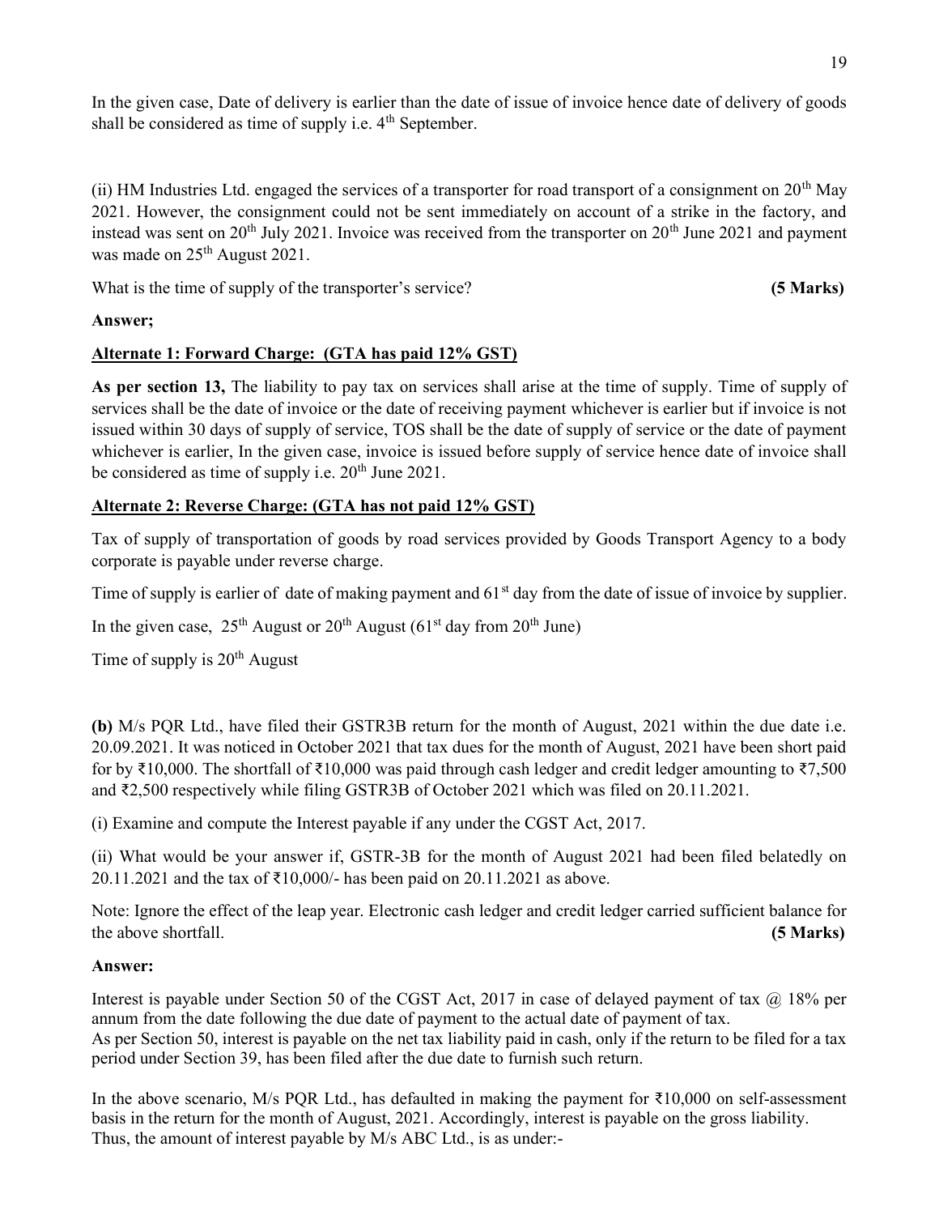In the given case, Date of delivery is earlier than the date of issue of invoice hence date of delivery of goods shall be considered as time of supply i.e. 4th September.

(ii) HM Industries Ltd. engaged the services of a transporter for road transport of a consignment on 20th May 2021. However, the consignment could not be sent immediately on account of a strike in the factory, and instead was sent on 20th July 2021. Invoice was received from the transporter on 20th June 2021 and payment was made on 25th August 2021.

What is the time of supply of the transporter's service? **(5 Marks)**

**Answer;**

**Alternate 1: Forward Charge: (GTA has paid 12% GST)**

**As per section 13,** The liability to pay tax on services shall arise at the time of supply. Time of supply of services shall be the date of invoice or the date of receiving payment whichever is earlier but if invoice is not issued within 30 days of supply of service, TOS shall be the date of supply of service or the date of payment whichever is earlier, In the given case, invoice is issued before supply of service hence date of invoice shall be considered as time of supply i.e. 20th June 2021.

**Alternate 2: Reverse Charge: (GTA has not paid 12% GST)**

Tax of supply of transportation of goods by road services provided by Goods Transport Agency to a body corporate is payable under reverse charge.

Time of supply is earlier of date of making payment and 61st day from the date of issue of invoice by supplier.

In the given case, 25th August or 20th August (61st day from 20th June)

Time of supply is 20th August

**(b)** M/s PQR Ltd., have filed their GSTR3B return for the month of August, 2021 within the due date i.e. 20.09.2021. It was noticed in October 2021 that tax dues for the month of August, 2021 have been short paid for by ₹10,000. The shortfall of ₹10,000 was paid through cash ledger and credit ledger amounting to ₹7,500 and ₹2,500 respectively while filing GSTR3B of October 2021 which was filed on 20.11.2021.

(i) Examine and compute the Interest payable if any under the CGST Act, 2017.

(ii) What would be your answer if, GSTR-3B for the month of August 2021 had been filed belatedly on 20.11.2021 and the tax of ₹10,000/- has been paid on 20.11.2021 as above.

Note: Ignore the effect of the leap year. Electronic cash ledger and credit ledger carried sufficient balance for the above shortfall. **(5 Marks)**

**Answer:**

Interest is payable under Section 50 of the CGST Act, 2017 in case of delayed payment of tax @ 18% per annum from the date following the due date of payment to the actual date of payment of tax.
As per Section 50, interest is payable on the net tax liability paid in cash, only if the return to be filed for a tax period under Section 39, has been filed after the due date to furnish such return.

In the above scenario, M/s PQR Ltd., has defaulted in making the payment for ₹10,000 on self-assessment basis in the return for the month of August, 2021. Accordingly, interest is payable on the gross liability.
Thus, the amount of interest payable by M/s ABC Ltd., is as under:-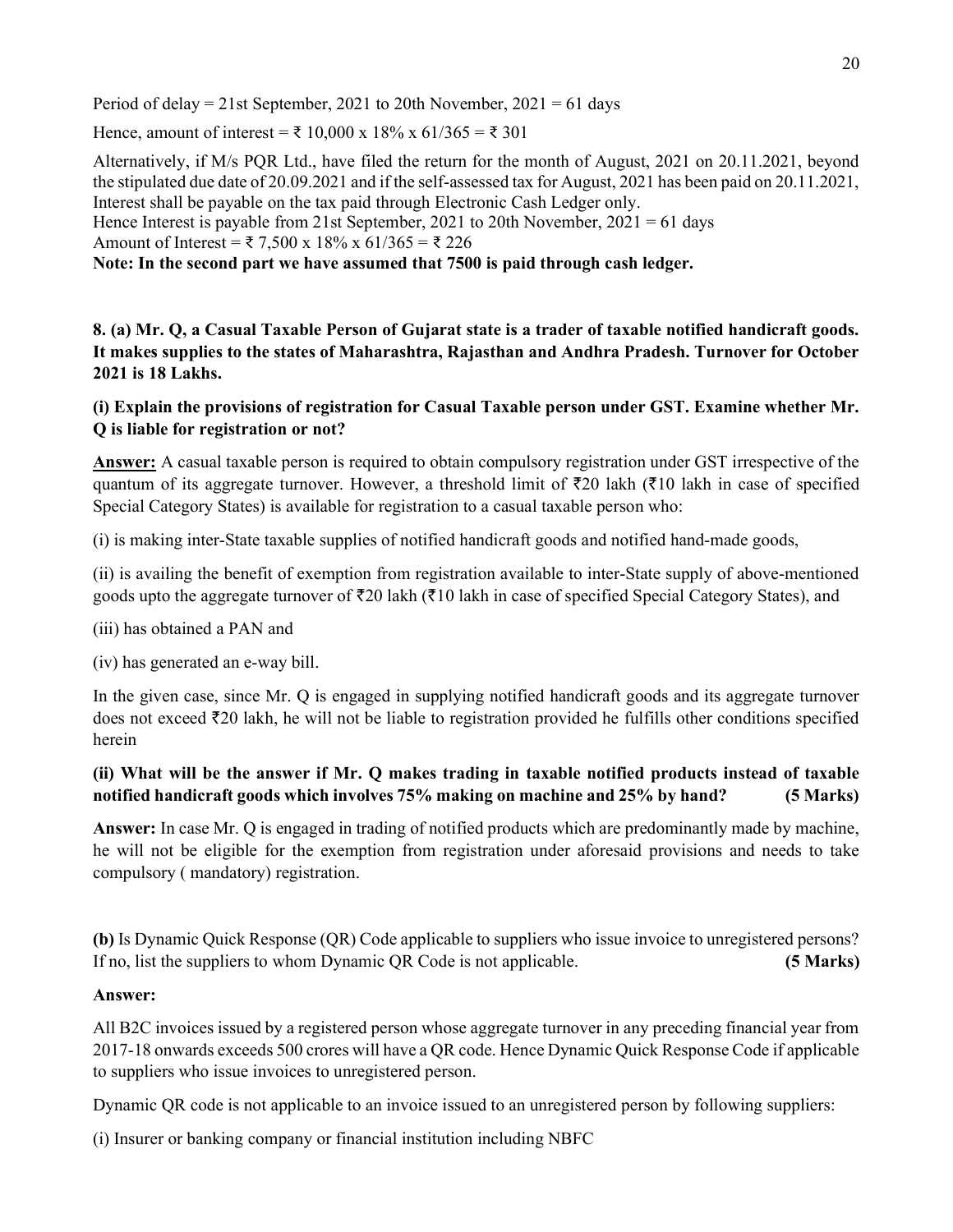Period of delay = 21st September, 2021 to 20th November, 2021 = 61 days

Hence, amount of interest = ₹ 10,000 x 18% x 61/365 = ₹ 301

Alternatively, if M/s PQR Ltd., have filed the return for the month of August, 2021 on 20.11.2021, beyond the stipulated due date of 20.09.2021 and if the self-assessed tax for August, 2021 has been paid on 20.11.2021, Interest shall be payable on the tax paid through Electronic Cash Ledger only.
Hence Interest is payable from 21st September, 2021 to 20th November, 2021 = 61 days
Amount of Interest = ₹ 7,500 x 18% x 61/365 = ₹ 226
**Note: In the second part we have assumed that 7500 is paid through cash ledger.**

**8. (a) Mr. Q, a Casual Taxable Person of Gujarat state is a trader of taxable notified handicraft goods. It makes supplies to the states of Maharashtra, Rajasthan and Andhra Pradesh. Turnover for October 2021 is 18 Lakhs.**

**(i) Explain the provisions of registration for Casual Taxable person under GST. Examine whether Mr. Q is liable for registration or not?**

**Answer:** A casual taxable person is required to obtain compulsory registration under GST irrespective of the quantum of its aggregate turnover. However, a threshold limit of ₹20 lakh (₹10 lakh in case of specified Special Category States) is available for registration to a casual taxable person who:

(i) is making inter-State taxable supplies of notified handicraft goods and notified hand-made goods,

(ii) is availing the benefit of exemption from registration available to inter-State supply of above-mentioned goods upto the aggregate turnover of ₹20 lakh (₹10 lakh in case of specified Special Category States), and

(iii) has obtained a PAN and

(iv) has generated an e-way bill.

In the given case, since Mr. Q is engaged in supplying notified handicraft goods and its aggregate turnover does not exceed ₹20 lakh, he will not be liable to registration provided he fulfills other conditions specified herein

**(ii) What will be the answer if Mr. Q makes trading in taxable notified products instead of taxable notified handicraft goods which involves 75% making on machine and 25% by hand? (5 Marks)**

**Answer:** In case Mr. Q is engaged in trading of notified products which are predominantly made by machine, he will not be eligible for the exemption from registration under aforesaid provisions and needs to take compulsory ( mandatory) registration.

**(b)** Is Dynamic Quick Response (QR) Code applicable to suppliers who issue invoice to unregistered persons? If no, list the suppliers to whom Dynamic QR Code is not applicable. **(5 Marks)**

**Answer:**

All B2C invoices issued by a registered person whose aggregate turnover in any preceding financial year from 2017-18 onwards exceeds 500 crores will have a QR code. Hence Dynamic Quick Response Code if applicable to suppliers who issue invoices to unregistered person.

Dynamic QR code is not applicable to an invoice issued to an unregistered person by following suppliers:

(i) Insurer or banking company or financial institution including NBFC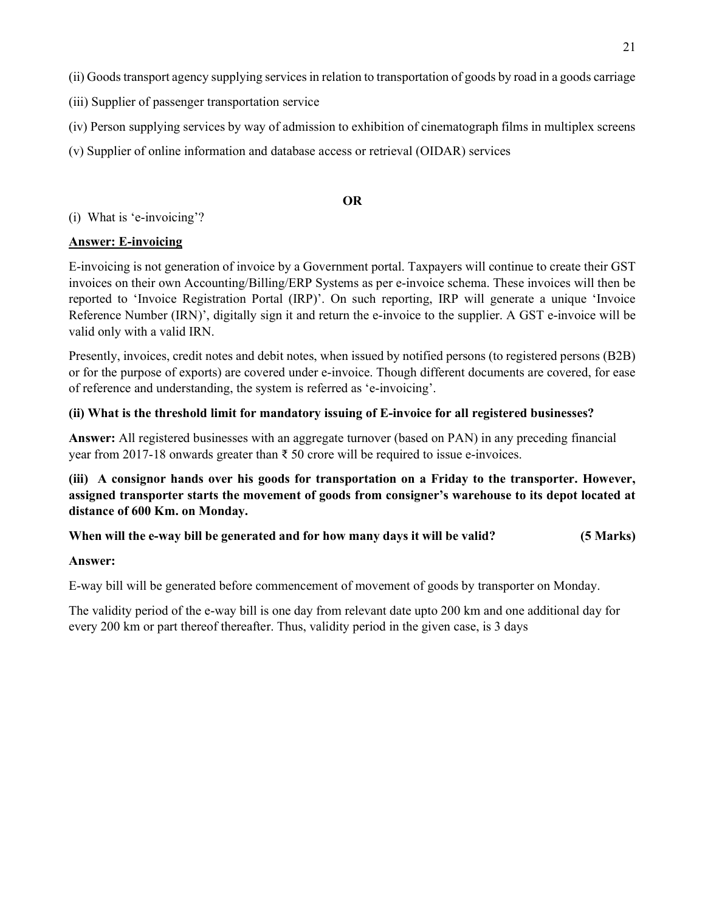(ii) Goods transport agency supplying services in relation to transportation of goods by road in a goods carriage

(iii) Supplier of passenger transportation service

(iv) Person supplying services by way of admission to exhibition of cinematograph films in multiplex screens

(v) Supplier of online information and database access or retrieval (OIDAR) services

**OR**

(i) What is 'e-invoicing'?

**Answer: E-invoicing**

E-invoicing is not generation of invoice by a Government portal. Taxpayers will continue to create their GST invoices on their own Accounting/Billing/ERP Systems as per e-invoice schema. These invoices will then be reported to 'Invoice Registration Portal (IRP)'. On such reporting, IRP will generate a unique 'Invoice Reference Number (IRN)', digitally sign it and return the e-invoice to the supplier. A GST e-invoice will be valid only with a valid IRN.

Presently, invoices, credit notes and debit notes, when issued by notified persons (to registered persons (B2B) or for the purpose of exports) are covered under e-invoice. Though different documents are covered, for ease of reference and understanding, the system is referred as 'e-invoicing'.

**(ii) What is the threshold limit for mandatory issuing of E-invoice for all registered businesses?**

**Answer:** All registered businesses with an aggregate turnover (based on PAN) in any preceding financial year from 2017-18 onwards greater than ₹ 50 crore will be required to issue e-invoices.

**(iii) A consignor hands over his goods for transportation on a Friday to the transporter. However, assigned transporter starts the movement of goods from consigner's warehouse to its depot located at distance of 600 Km. on Monday.**

**When will the e-way bill be generated and for how many days it will be valid? (5 Marks)**

**Answer:**

E-way bill will be generated before commencement of movement of goods by transporter on Monday.

The validity period of the e-way bill is one day from relevant date upto 200 km and one additional day for every 200 km or part thereof thereafter. Thus, validity period in the given case, is 3 days